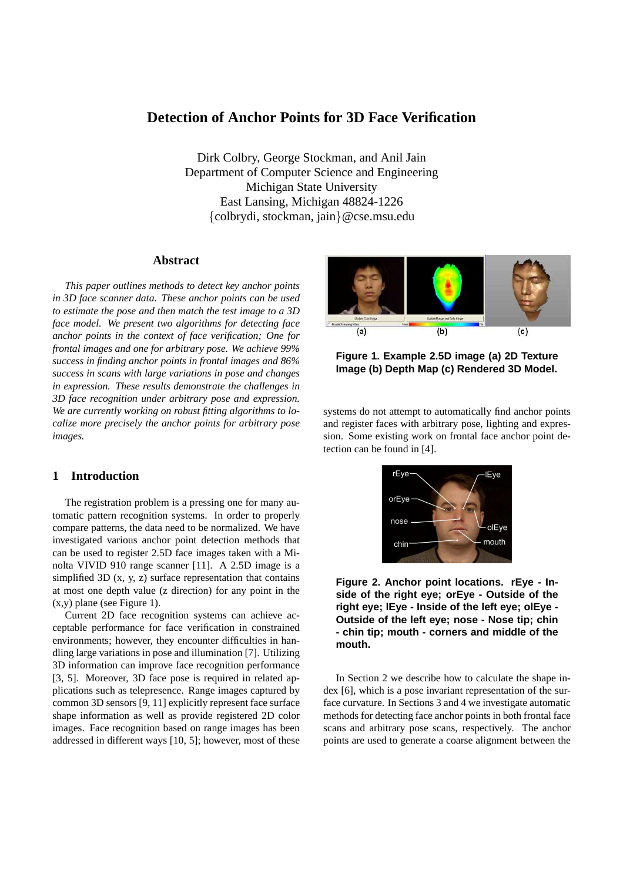# Detection of Anchor Points for 3D Face Verification

Dirk Colbry, George Stockman, and Anil Jain
Department of Computer Science and Engineering
Michigan State University
East Lansing, Michigan 48824-1226
{colbrydi, stockman, jain}@cse.msu.edu

## Abstract

*This paper outlines methods to detect key anchor points in 3D face scanner data. These anchor points can be used to estimate the pose and then match the test image to a 3D face model. We present two algorithms for detecting face anchor points in the context of face verification; One for frontal images and one for arbitrary pose. We achieve 99% success in finding anchor points in frontal images and 86% success in scans with large variations in pose and changes in expression. These results demonstrate the challenges in 3D face recognition under arbitrary pose and expression. We are currently working on robust fitting algorithms to localize more precisely the anchor points for arbitrary pose images.*

## 1 Introduction

The registration problem is a pressing one for many automatic pattern recognition systems. In order to properly compare patterns, the data need to be normalized. We have investigated various anchor point detection methods that can be used to register 2.5D face images taken with a Minolta VIVID 910 range scanner [11]. A 2.5D image is a simplified 3D (x, y, z) surface representation that contains at most one depth value (z direction) for any point in the (x,y) plane (see Figure 1).

**Figure 1. Example 2.5D image (a) 2D Texture Image (b) Depth Map (c) Rendered 3D Model.**

Current 2D face recognition systems can achieve acceptable performance for face verification in constrained environments; however, they encounter difficulties in handling large variations in pose and illumination [7]. Utilizing 3D information can improve face recognition performance [3, 5]. Moreover, 3D face pose is required in related applications such as telepresence. Range images captured by common 3D sensors [9, 11] explicitly represent face surface shape information as well as provide registered 2D color images. Face recognition based on range images has been addressed in different ways [10, 5]; however, most of these systems do not attempt to automatically find anchor points and register faces with arbitrary pose, lighting and expression. Some existing work on frontal face anchor point detection can be found in [4].

**Figure 2. Anchor point locations. rEye - Inside of the right eye; orEye - Outside of the right eye; lEye - Inside of the left eye; olEye - Outside of the left eye; nose - Nose tip; chin - chin tip; mouth - corners and middle of the mouth.**

In Section 2 we describe how to calculate the shape index [6], which is a pose invariant representation of the surface curvature. In Sections 3 and 4 we investigate automatic methods for detecting face anchor points in both frontal face scans and arbitrary pose scans, respectively. The anchor points are used to generate a coarse alignment between the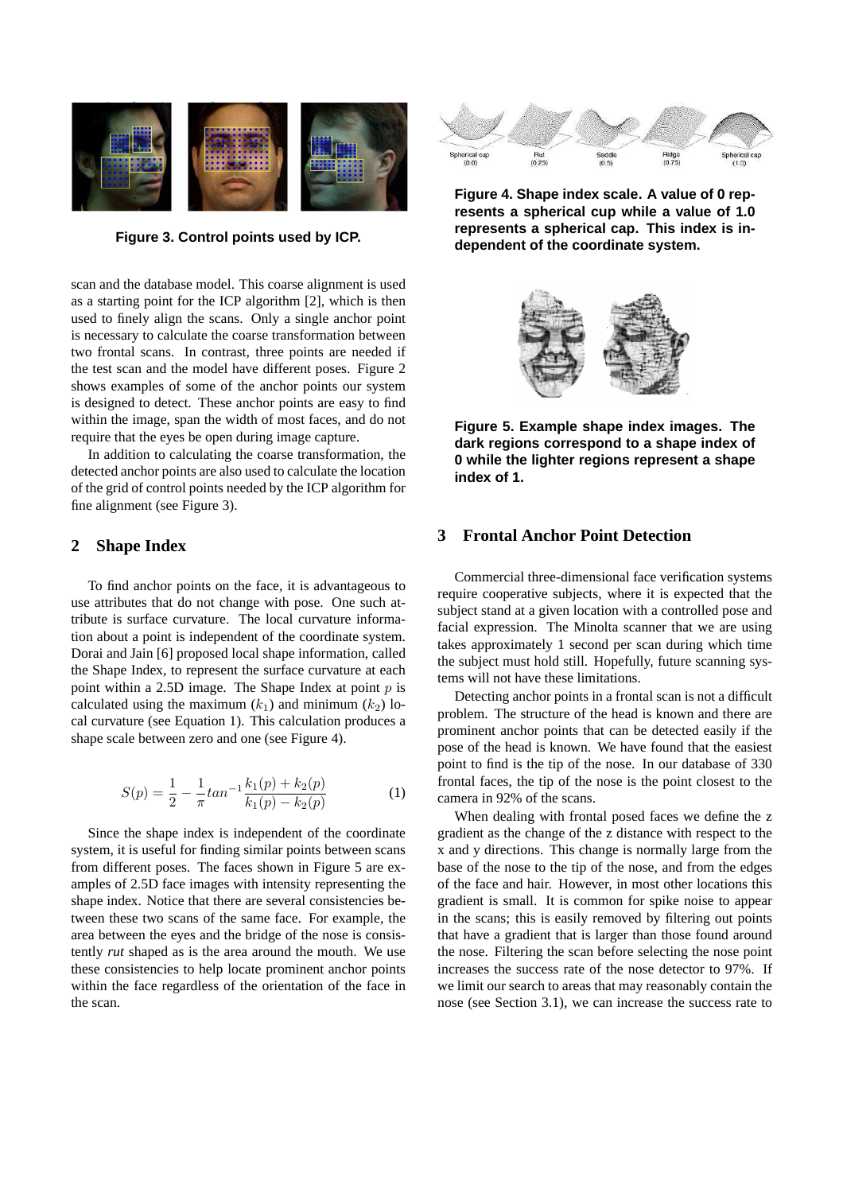Figure 3. Control points used by ICP.

scan and the database model. This coarse alignment is used as a starting point for the ICP algorithm [2], which is then used to finely align the scans. Only a single anchor point is necessary to calculate the coarse transformation between two frontal scans. In contrast, three points are needed if the test scan and the model have different poses. Figure 2 shows examples of some of the anchor points our system is designed to detect. These anchor points are easy to find within the image, span the width of most faces, and do not require that the eyes be open during image capture.

In addition to calculating the coarse transformation, the detected anchor points are also used to calculate the location of the grid of control points needed by the ICP algorithm for fine alignment (see Figure 3).

## 2 Shape Index

To find anchor points on the face, it is advantageous to use attributes that do not change with pose. One such attribute is surface curvature. The local curvature information about a point is independent of the coordinate system. Dorai and Jain [6] proposed local shape information, called the Shape Index, to represent the surface curvature at each point within a 2.5D image. The Shape Index at point $p$ is calculated using the maximum ($k_1$) and minimum ($k_2$) local curvature (see Equation 1). This calculation produces a shape scale between zero and one (see Figure 4).

$$S(p) = \frac{1}{2} - \frac{1}{\pi} tan^{-1} \frac{k_1(p) + k_2(p)}{k_1(p) - k_2(p)} \tag{1}$$

Since the shape index is independent of the coordinate system, it is useful for finding similar points between scans from different poses. The faces shown in Figure 5 are examples of 2.5D face images with intensity representing the shape index. Notice that there are several consistencies between these two scans of the same face. For example, the area between the eyes and the bridge of the nose is consistently *rut* shaped as is the area around the mouth. We use these consistencies to help locate prominent anchor points within the face regardless of the orientation of the face in the scan.

Figure 4. Shape index scale. A value of 0 represents a spherical cup while a value of 1.0 represents a spherical cap. This index is independent of the coordinate system.

Figure 5. Example shape index images. The dark regions correspond to a shape index of 0 while the lighter regions represent a shape index of 1.

## 3 Frontal Anchor Point Detection

Commercial three-dimensional face verification systems require cooperative subjects, where it is expected that the subject stand at a given location with a controlled pose and facial expression. The Minolta scanner that we are using takes approximately 1 second per scan during which time the subject must hold still. Hopefully, future scanning systems will not have these limitations.

Detecting anchor points in a frontal scan is not a difficult problem. The structure of the head is known and there are prominent anchor points that can be detected easily if the pose of the head is known. We have found that the easiest point to find is the tip of the nose. In our database of 330 frontal faces, the tip of the nose is the point closest to the camera in 92% of the scans.

When dealing with frontal posed faces we define the z gradient as the change of the z distance with respect to the x and y directions. This change is normally large from the base of the nose to the tip of the nose, and from the edges of the face and hair. However, in most other locations this gradient is small. It is common for spike noise to appear in the scans; this is easily removed by filtering out points that have a gradient that is larger than those found around the nose. Filtering the scan before selecting the nose point increases the success rate of the nose detector to 97%. If we limit our search to areas that may reasonably contain the nose (see Section 3.1), we can increase the success rate to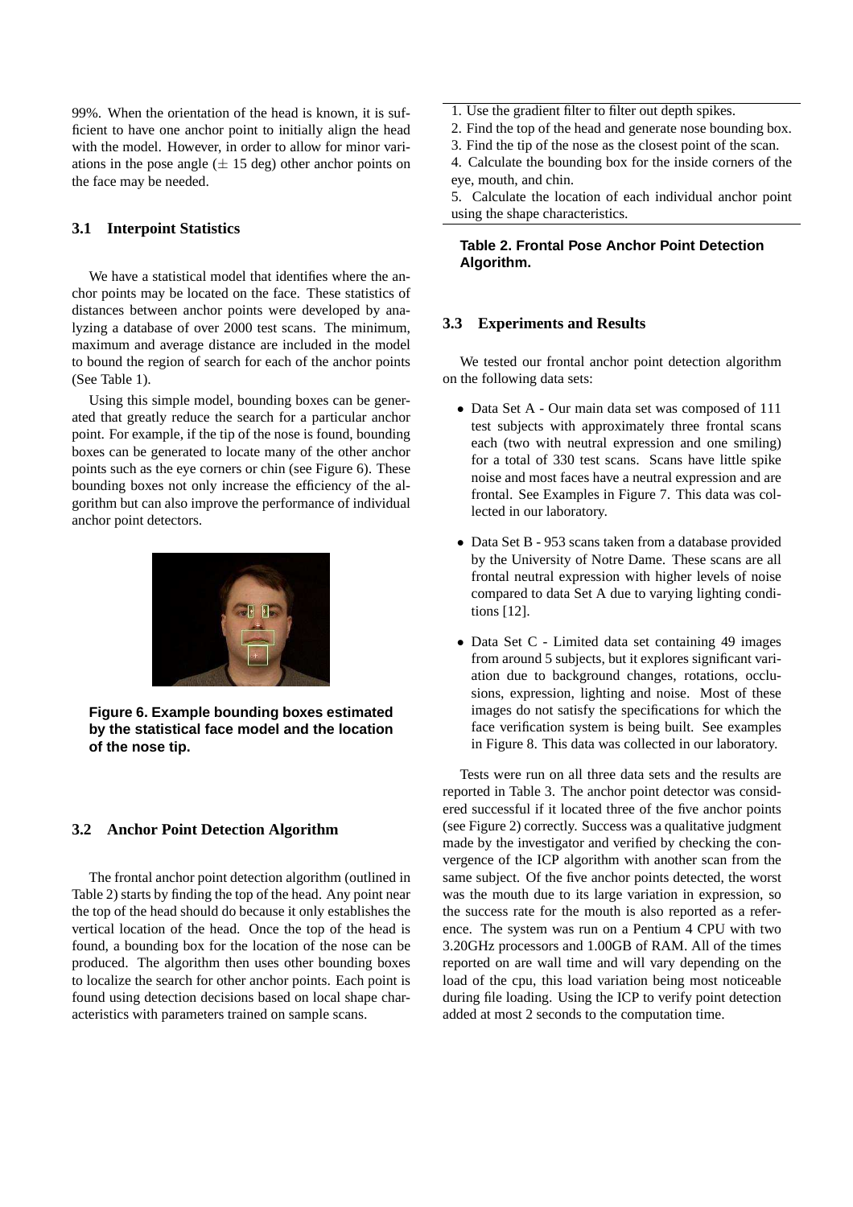99%. When the orientation of the head is known, it is sufficient to have one anchor point to initially align the head with the model. However, in order to allow for minor variations in the pose angle ($\pm$ 15 deg) other anchor points on the face may be needed.

### 3.1 Interpoint Statistics

We have a statistical model that identifies where the anchor points may be located on the face. These statistics of distances between anchor points were developed by analyzing a database of over 2000 test scans. The minimum, maximum and average distance are included in the model to bound the region of search for each of the anchor points (See Table 1).

Using this simple model, bounding boxes can be generated that greatly reduce the search for a particular anchor point. For example, if the tip of the nose is found, bounding boxes can be generated to locate many of the other anchor points such as the eye corners or chin (see Figure 6). These bounding boxes not only increase the efficiency of the algorithm but can also improve the performance of individual anchor point detectors.

**Figure 6. Example bounding boxes estimated by the statistical face model and the location of the nose tip.**

### 3.2 Anchor Point Detection Algorithm

The frontal anchor point detection algorithm (outlined in Table 2) starts by finding the top of the head. Any point near the top of the head should do because it only establishes the vertical location of the head. Once the top of the head is found, a bounding box for the location of the nose can be produced. The algorithm then uses other bounding boxes to localize the search for other anchor points. Each point is found using detection decisions based on local shape characteristics with parameters trained on sample scans.

1. Use the gradient filter to filter out depth spikes.
2. Find the top of the head and generate nose bounding box.
3. Find the tip of the nose as the closest point of the scan.
4. Calculate the bounding box for the inside corners of the eye, mouth, and chin.
5. Calculate the location of each individual anchor point using the shape characteristics.

**Table 2. Frontal Pose Anchor Point Detection Algorithm.**

### 3.3 Experiments and Results

We tested our frontal anchor point detection algorithm on the following data sets:

- Data Set A - Our main data set was composed of 111 test subjects with approximately three frontal scans each (two with neutral expression and one smiling) for a total of 330 test scans. Scans have little spike noise and most faces have a neutral expression and are frontal. See Examples in Figure 7. This data was collected in our laboratory.
- Data Set B - 953 scans taken from a database provided by the University of Notre Dame. These scans are all frontal neutral expression with higher levels of noise compared to data Set A due to varying lighting conditions [12].
- Data Set C - Limited data set containing 49 images from around 5 subjects, but it explores significant variation due to background changes, rotations, occlusions, expression, lighting and noise. Most of these images do not satisfy the specifications for which the face verification system is being built. See examples in Figure 8. This data was collected in our laboratory.

Tests were run on all three data sets and the results are reported in Table 3. The anchor point detector was considered successful if it located three of the five anchor points (see Figure 2) correctly. Success was a qualitative judgment made by the investigator and verified by checking the convergence of the ICP algorithm with another scan from the same subject. Of the five anchor points detected, the worst was the mouth due to its large variation in expression, so the success rate for the mouth is also reported as a reference. The system was run on a Pentium 4 CPU with two 3.20GHz processors and 1.00GB of RAM. All of the times reported on are wall time and will vary depending on the load of the cpu, this load variation being most noticeable during file loading. Using the ICP to verify point detection added at most 2 seconds to the computation time.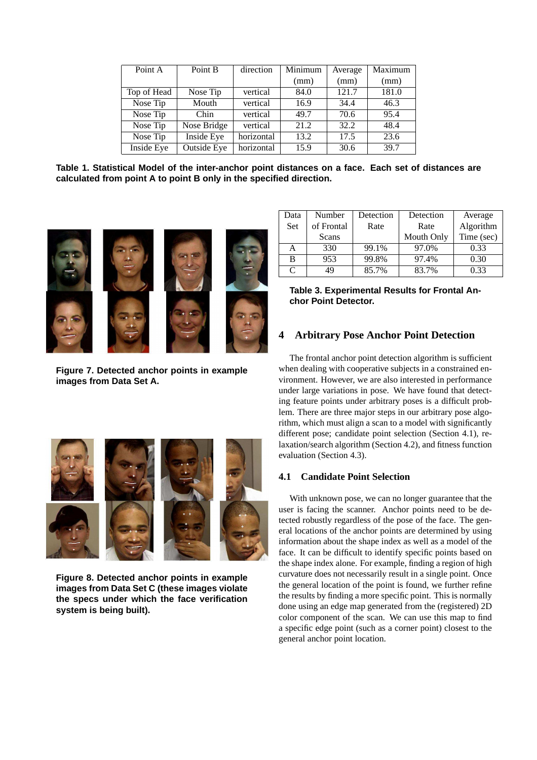| Point A | Point B | direction | Minimum (mm) | Average (mm) | Maximum (mm) |
|---|---|---|---|---|---|
| Top of Head | Nose Tip | vertical | 84.0 | 121.7 | 181.0 |
| Nose Tip | Mouth | vertical | 16.9 | 34.4 | 46.3 |
| Nose Tip | Chin | vertical | 49.7 | 70.6 | 95.4 |
| Nose Tip | Nose Bridge | vertical | 21.2 | 32.2 | 48.4 |
| Nose Tip | Inside Eye | horizontal | 13.2 | 17.5 | 23.6 |
| Inside Eye | Outside Eye | horizontal | 15.9 | 30.6 | 39.7 |

**Table 1. Statistical Model of the inter-anchor point distances on a face. Each set of distances are calculated from point A to point B only in the specified direction.**

**Figure 7. Detected anchor points in example images from Data Set A.**

**Figure 8. Detected anchor points in example images from Data Set C (these images violate the specs under which the face verification system is being built).**

| Data Set | Number of Frontal Scans | Detection Rate | Detection Rate Mouth Only | Average Algorithm Time (sec) |
|---|---|---|---|---|
| A | 330 | 99.1% | 97.0% | 0.33 |
| B | 953 | 99.8% | 97.4% | 0.30 |
| C | 49 | 85.7% | 83.7% | 0.33 |

**Table 3. Experimental Results for Frontal Anchor Point Detector.**

## 4 Arbitrary Pose Anchor Point Detection

The frontal anchor point detection algorithm is sufficient when dealing with cooperative subjects in a constrained environment. However, we are also interested in performance under large variations in pose. We have found that detecting feature points under arbitrary poses is a difficult problem. There are three major steps in our arbitrary pose algorithm, which must align a scan to a model with significantly different pose; candidate point selection (Section 4.1), relaxation/search algorithm (Section 4.2), and fitness function evaluation (Section 4.3).

### 4.1 Candidate Point Selection

With unknown pose, we can no longer guarantee that the user is facing the scanner. Anchor points need to be detected robustly regardless of the pose of the face. The general locations of the anchor points are determined by using information about the shape index as well as a model of the face. It can be difficult to identify specific points based on the shape index alone. For example, finding a region of high curvature does not necessarily result in a single point. Once the general location of the point is found, we further refine the results by finding a more specific point. This is normally done using an edge map generated from the (registered) 2D color component of the scan. We can use this map to find a specific edge point (such as a corner point) closest to the general anchor point location.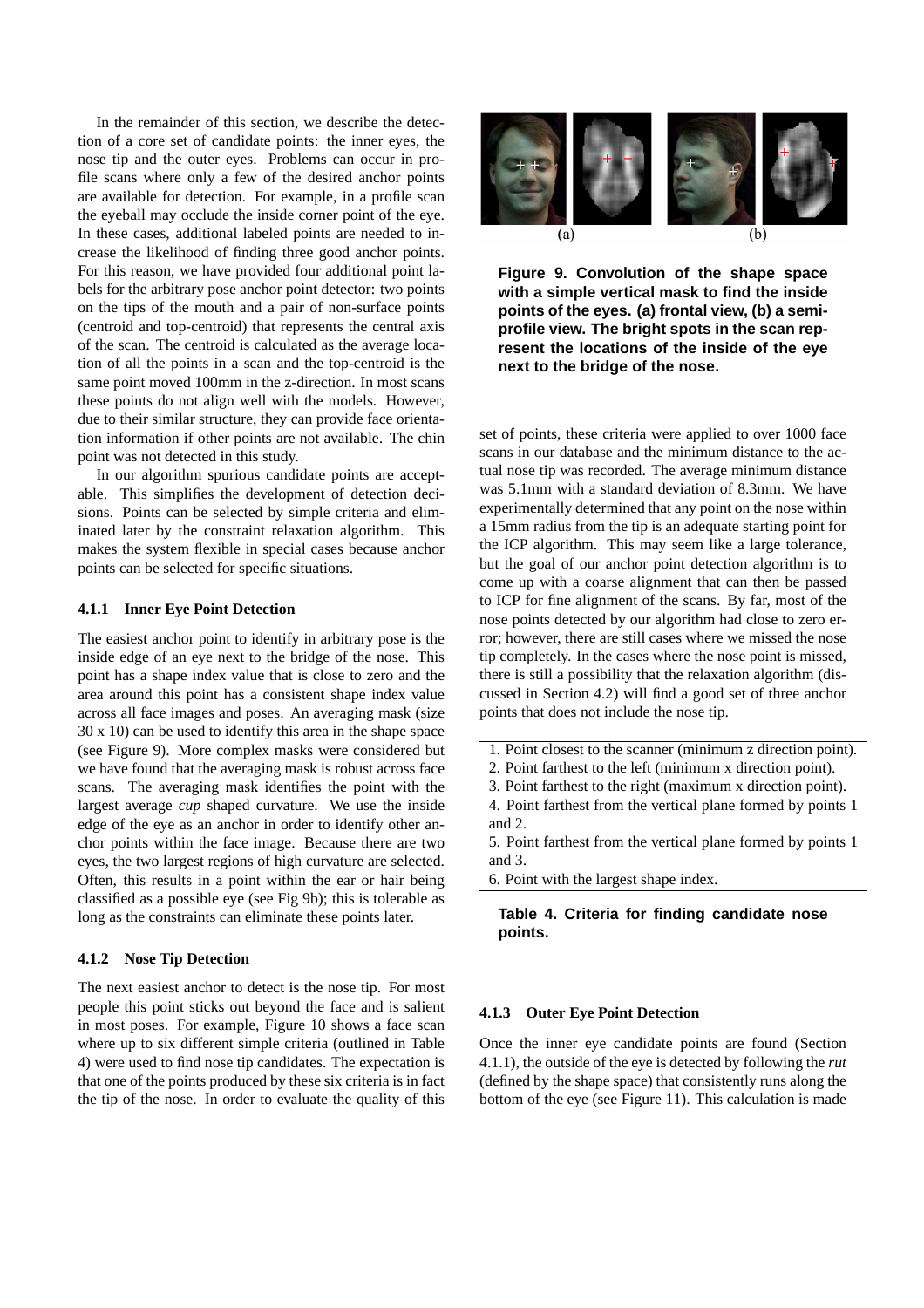In the remainder of this section, we describe the detection of a core set of candidate points: the inner eyes, the nose tip and the outer eyes. Problems can occur in profile scans where only a few of the desired anchor points are available for detection. For example, in a profile scan the eyeball may occlude the inside corner point of the eye. In these cases, additional labeled points are needed to increase the likelihood of finding three good anchor points. For this reason, we have provided four additional point labels for the arbitrary pose anchor point detector: two points on the tips of the mouth and a pair of non-surface points (centroid and top-centroid) that represents the central axis of the scan. The centroid is calculated as the average location of all the points in a scan and the top-centroid is the same point moved 100mm in the z-direction. In most scans these points do not align well with the models. However, due to their similar structure, they can provide face orientation information if other points are not available. The chin point was not detected in this study.

In our algorithm spurious candidate points are acceptable. This simplifies the development of detection decisions. Points can be selected by simple criteria and eliminated later by the constraint relaxation algorithm. This makes the system flexible in special cases because anchor points can be selected for specific situations.

#### 4.1.1 Inner Eye Point Detection

The easiest anchor point to identify in arbitrary pose is the inside edge of an eye next to the bridge of the nose. This point has a shape index value that is close to zero and the area around this point has a consistent shape index value across all face images and poses. An averaging mask (size 30 x 10) can be used to identify this area in the shape space (see Figure 9). More complex masks were considered but we have found that the averaging mask is robust across face scans. The averaging mask identifies the point with the largest average *cup* shaped curvature. We use the inside edge of the eye as an anchor in order to identify other anchor points within the face image. Because there are two eyes, the two largest regions of high curvature are selected. Often, this results in a point within the ear or hair being classified as a possible eye (see Fig 9b); this is tolerable as long as the constraints can eliminate these points later.

#### 4.1.2 Nose Tip Detection

The next easiest anchor to detect is the nose tip. For most people this point sticks out beyond the face and is salient in most poses. For example, Figure 10 shows a face scan where up to six different simple criteria (outlined in Table 4) were used to find nose tip candidates. The expectation is that one of the points produced by these six criteria is in fact the tip of the nose. In order to evaluate the quality of this

(a) (b)

**Figure 9. Convolution of the shape space with a simple vertical mask to find the inside points of the eyes. (a) frontal view, (b) a semi-profile view. The bright spots in the scan represent the locations of the inside of the eye next to the bridge of the nose.**

set of points, these criteria were applied to over 1000 face scans in our database and the minimum distance to the actual nose tip was recorded. The average minimum distance was 5.1mm with a standard deviation of 8.3mm. We have experimentally determined that any point on the nose within a 15mm radius from the tip is an adequate starting point for the ICP algorithm. This may seem like a large tolerance, but the goal of our anchor point detection algorithm is to come up with a coarse alignment that can then be passed to ICP for fine alignment of the scans. By far, most of the nose points detected by our algorithm had close to zero error; however, there are still cases where we missed the nose tip completely. In the cases where the nose point is missed, there is still a possibility that the relaxation algorithm (discussed in Section 4.2) will find a good set of three anchor points that does not include the nose tip.

| |
|---|
| 1. Point closest to the scanner (minimum z direction point). |
| 2. Point farthest to the left (minimum x direction point). |
| 3. Point farthest to the right (maximum x direction point). |
| 4. Point farthest from the vertical plane formed by points 1 and 2. |
| 5. Point farthest from the vertical plane formed by points 1 and 3. |
| 6. Point with the largest shape index. |

**Table 4. Criteria for finding candidate nose points.**

#### 4.1.3 Outer Eye Point Detection

Once the inner eye candidate points are found (Section 4.1.1), the outside of the eye is detected by following the *rut* (defined by the shape space) that consistently runs along the bottom of the eye (see Figure 11). This calculation is made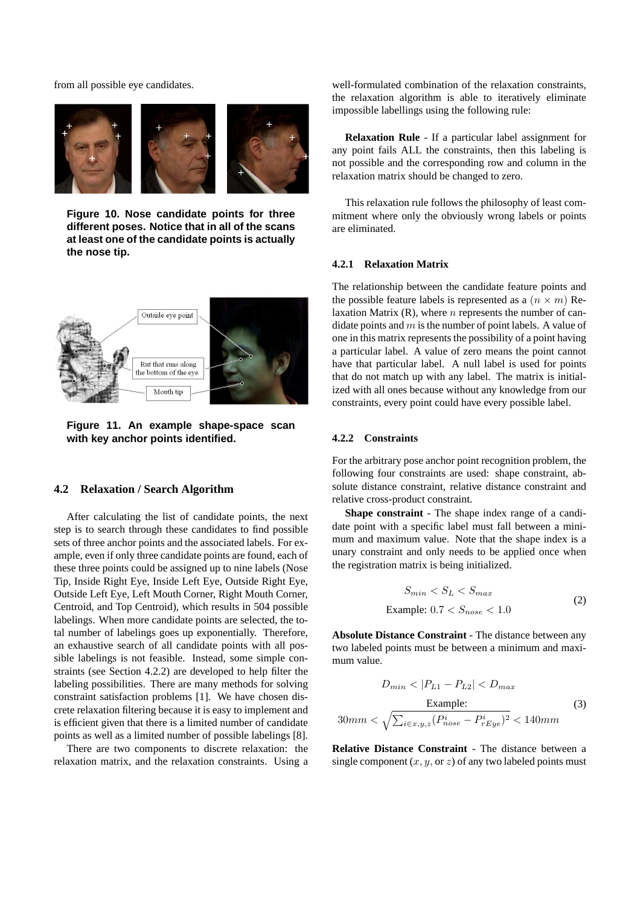from all possible eye candidates.

Figure 10. Nose candidate points for three different poses. Notice that in all of the scans at least one of the candidate points is actually the nose tip.

Figure 11. An example shape-space scan with key anchor points identified.

### 4.2 Relaxation / Search Algorithm

After calculating the list of candidate points, the next step is to search through these candidates to find possible sets of three anchor points and the associated labels. For example, even if only three candidate points are found, each of these three points could be assigned up to nine labels (Nose Tip, Inside Right Eye, Inside Left Eye, Outside Right Eye, Outside Left Eye, Left Mouth Corner, Right Mouth Corner, Centroid, and Top Centroid), which results in 504 possible labelings. When more candidate points are selected, the total number of labelings goes up exponentially. Therefore, an exhaustive search of all candidate points with all possible labelings is not feasible. Instead, some simple constraints (see Section 4.2.2) are developed to help filter the labeling possibilities. There are many methods for solving constraint satisfaction problems [1]. We have chosen discrete relaxation filtering because it is easy to implement and is efficient given that there is a limited number of candidate points as well as a limited number of possible labelings [8].

There are two components to discrete relaxation: the relaxation matrix, and the relaxation constraints. Using a well-formulated combination of the relaxation constraints, the relaxation algorithm is able to iteratively eliminate impossible labellings using the following rule:

**Relaxation Rule** - If a particular label assignment for any point fails ALL the constraints, then this labeling is not possible and the corresponding row and column in the relaxation matrix should be changed to zero.

This relaxation rule follows the philosophy of least commitment where only the obviously wrong labels or points are eliminated.

#### 4.2.1 Relaxation Matrix

The relationship between the candidate feature points and the possible feature labels is represented as a $(n \times m)$ Relaxation Matrix (R), where $n$ represents the number of candidate points and $m$ is the number of point labels. A value of one in this matrix represents the possibility of a point having a particular label. A value of zero means the point cannot have that particular label. A null label is used for points that do not match up with any label. The matrix is initialized with all ones because without any knowledge from our constraints, every point could have every possible label.

#### 4.2.2 Constraints

For the arbitrary pose anchor point recognition problem, the following four constraints are used: shape constraint, absolute distance constraint, relative distance constraint and relative cross-product constraint.

**Shape constraint** - The shape index range of a candidate point with a specific label must fall between a minimum and maximum value. Note that the shape index is a unary constraint and only needs to be applied once when the registration matrix is being initialized.

$$
\begin{gathered}
S_{min} < S_L < S_{max} \\
\text{Example: } 0.7 < S_{nose} < 1.0
\end{gathered}
\tag{2}
$$

**Absolute Distance Constraint** - The distance between any two labeled points must be between a minimum and maximum value.

$$
\begin{gathered}
D_{min} < |P_{L1} - P_{L2}| < D_{max} \\
\text{Example:} \\
30mm < \sqrt{\sum_{i \in x,y,z} (P^i_{nose} - P^i_{rEye})^2} < 140mm
\end{gathered}
\tag{3}
$$

**Relative Distance Constraint** - The distance between a single component ($x$, $y$, or $z$) of any two labeled points must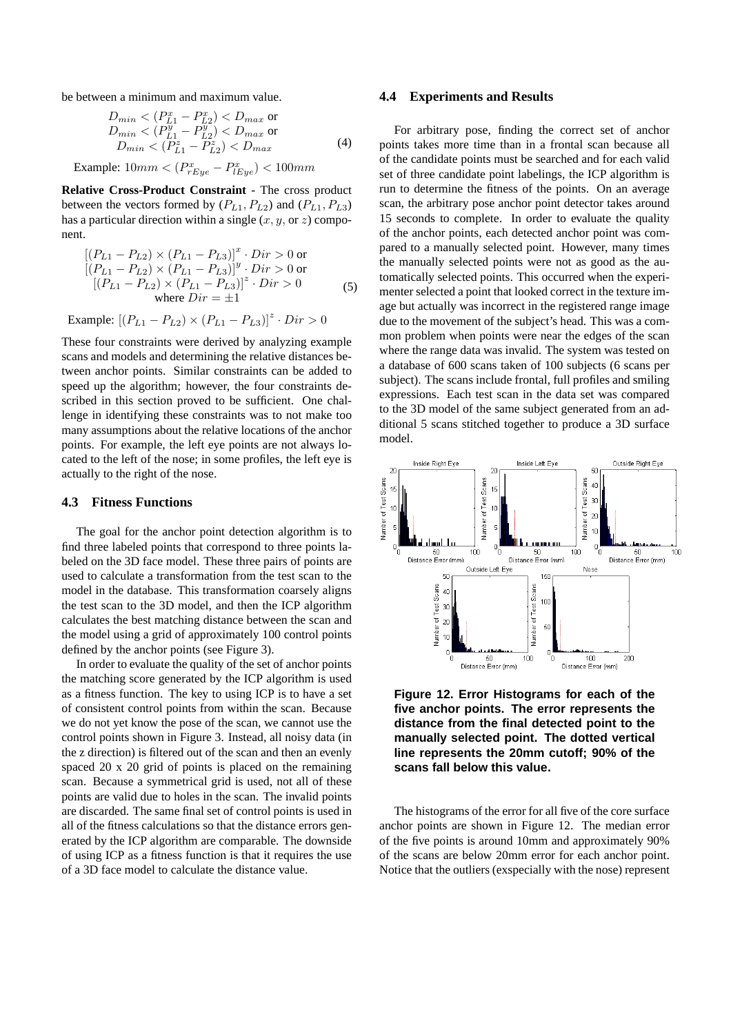be between a minimum and maximum value.

$$
\begin{gathered}
D_{min} < (P^x_{L1} - P^x_{L2}) < D_{max} \text{ or} \\
D_{min} < (P^y_{L1} - P^y_{L2}) < D_{max} \text{ or} \\
D_{min} < (P^z_{L1} - P^z_{L2}) < D_{max}
\end{gathered}
\tag{4}
$$

Example: $10mm < (P^x_{rEye} - P^x_{lEye}) < 100mm$

**Relative Cross-Product Constraint** - The cross product between the vectors formed by $(P_{L1}, P_{L2})$ and $(P_{L1}, P_{L3})$ has a particular direction within a single ($x, y$, or $z$) component.

$$
\begin{gathered}
[(P_{L1} - P_{L2}) \times (P_{L1} - P_{L3})]^x \cdot Dir > 0 \text{ or} \\
[(P_{L1} - P_{L2}) \times (P_{L1} - P_{L3})]^y \cdot Dir > 0 \text{ or} \\
[(P_{L1} - P_{L2}) \times (P_{L1} - P_{L3})]^z \cdot Dir > 0 \\
\text{where } Dir = \pm 1
\end{gathered}
\tag{5}
$$

Example: $[(P_{L1} - P_{L2}) \times (P_{L1} - P_{L3})]^z \cdot Dir > 0$

These four constraints were derived by analyzing example scans and models and determining the relative distances between anchor points. Similar constraints can be added to speed up the algorithm; however, the four constraints described in this section proved to be sufficient. One challenge in identifying these constraints was to not make too many assumptions about the relative locations of the anchor points. For example, the left eye points are not always located to the left of the nose; in some profiles, the left eye is actually to the right of the nose.

### 4.3 Fitness Functions

The goal for the anchor point detection algorithm is to find three labeled points that correspond to three points labeled on the 3D face model. These three pairs of points are used to calculate a transformation from the test scan to the model in the database. This transformation coarsely aligns the test scan to the 3D model, and then the ICP algorithm calculates the best matching distance between the scan and the model using a grid of approximately 100 control points defined by the anchor points (see Figure 3).

In order to evaluate the quality of the set of anchor points the matching score generated by the ICP algorithm is used as a fitness function. The key to using ICP is to have a set of consistent control points from within the scan. Because we do not yet know the pose of the scan, we cannot use the control points shown in Figure 3. Instead, all noisy data (in the z direction) is filtered out of the scan and then an evenly spaced 20 x 20 grid of points is placed on the remaining scan. Because a symmetrical grid is used, not all of these points are valid due to holes in the scan. The invalid points are discarded. The same final set of control points is used in all of the fitness calculations so that the distance errors generated by the ICP algorithm are comparable. The downside of using ICP as a fitness function is that it requires the use of a 3D face model to calculate the distance value.

### 4.4 Experiments and Results

For arbitrary pose, finding the correct set of anchor points takes more time than in a frontal scan because all of the candidate points must be searched and for each valid set of three candidate point labelings, the ICP algorithm is run to determine the fitness of the points. On an average scan, the arbitrary pose anchor point detector takes around 15 seconds to complete. In order to evaluate the quality of the anchor points, each detected anchor point was compared to a manually selected point. However, many times the manually selected points were not as good as the automatically selected points. This occurred when the experimenter selected a point that looked correct in the texture image but actually was incorrect in the registered range image due to the movement of the subject's head. This was a common problem when points were near the edges of the scan where the range data was invalid. The system was tested on a database of 600 scans taken of 100 subjects (6 scans per subject). The scans include frontal, full profiles and smiling expressions. Each test scan in the data set was compared to the 3D model of the same subject generated from an additional 5 scans stitched together to produce a 3D surface model.

**Figure 12. Error Histograms for each of the five anchor points. The error represents the distance from the final detected point to the manually selected point. The dotted vertical line represents the 20mm cutoff; 90% of the scans fall below this value.**

The histograms of the error for all five of the core surface anchor points are shown in Figure 12. The median error of the five points is around 10mm and approximately 90% of the scans are below 20mm error for each anchor point. Notice that the outliers (exspecially with the nose) represent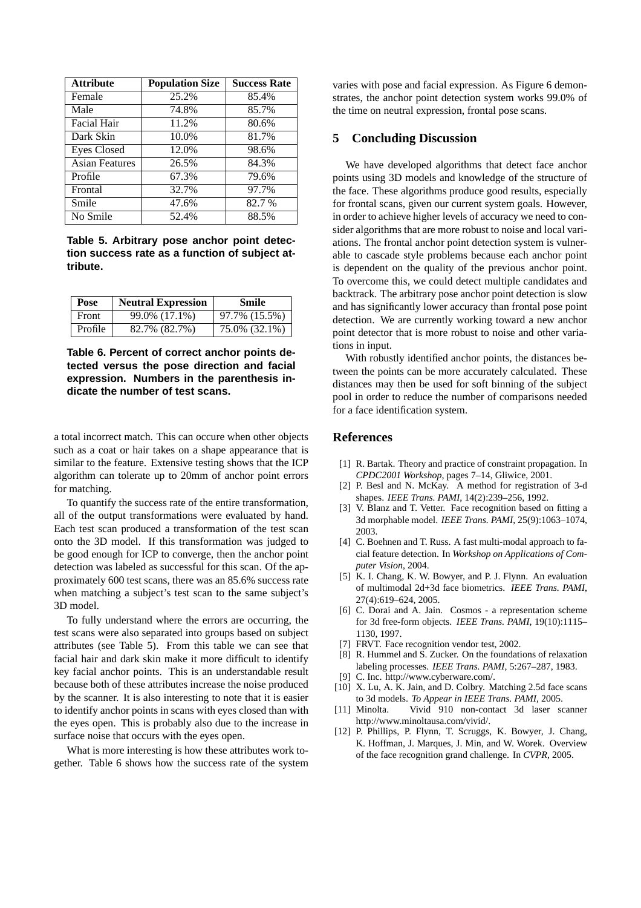| Attribute | Population Size | Success Rate |
|---|---|---|
| Female | 25.2% | 85.4% |
| Male | 74.8% | 85.7% |
| Facial Hair | 11.2% | 80.6% |
| Dark Skin | 10.0% | 81.7% |
| Eyes Closed | 12.0% | 98.6% |
| Asian Features | 26.5% | 84.3% |
| Profile | 67.3% | 79.6% |
| Frontal | 32.7% | 97.7% |
| Smile | 47.6% | 82.7 % |
| No Smile | 52.4% | 88.5% |

**Table 5. Arbitrary pose anchor point detection success rate as a function of subject attribute.**

| Pose | Neutral Expression | Smile |
|---|---|---|
| Front | 99.0% (17.1%) | 97.7% (15.5%) |
| Profile | 82.7% (82.7%) | 75.0% (32.1%) |

**Table 6. Percent of correct anchor points detected versus the pose direction and facial expression. Numbers in the parenthesis indicate the number of test scans.**

a total incorrect match. This can occure when other objects such as a coat or hair takes on a shape appearance that is similar to the feature. Extensive testing shows that the ICP algorithm can tolerate up to 20mm of anchor point errors for matching.

To quantify the success rate of the entire transformation, all of the output transformations were evaluated by hand. Each test scan produced a transformation of the test scan onto the 3D model. If this transformation was judged to be good enough for ICP to converge, then the anchor point detection was labeled as successful for this scan. Of the approximately 600 test scans, there was an 85.6% success rate when matching a subject's test scan to the same subject's 3D model.

To fully understand where the errors are occurring, the test scans were also separated into groups based on subject attributes (see Table 5). From this table we can see that facial hair and dark skin make it more difficult to identify key facial anchor points. This is an understandable result because both of these attributes increase the noise produced by the scanner. It is also interesting to note that it is easier to identify anchor points in scans with eyes closed than with the eyes open. This is probably also due to the increase in surface noise that occurs with the eyes open.

What is more interesting is how these attributes work together. Table 6 shows how the success rate of the system varies with pose and facial expression. As Figure 6 demonstrates, the anchor point detection system works 99.0% of the time on neutral expression, frontal pose scans.

## 5 Concluding Discussion

We have developed algorithms that detect face anchor points using 3D models and knowledge of the structure of the face. These algorithms produce good results, especially for frontal scans, given our current system goals. However, in order to achieve higher levels of accuracy we need to consider algorithms that are more robust to noise and local variations. The frontal anchor point detection system is vulnerable to cascade style problems because each anchor point is dependent on the quality of the previous anchor point. To overcome this, we could detect multiple candidates and backtrack. The arbitrary pose anchor point detection is slow and has significantly lower accuracy than frontal pose point detection. We are currently working toward a new anchor point detector that is more robust to noise and other variations in input.

With robustly identified anchor points, the distances between the points can be more accurately calculated. These distances may then be used for soft binning of the subject pool in order to reduce the number of comparisons needed for a face identification system.

## References

[1] R. Bartak. Theory and practice of constraint propagation. In *CPDC2001 Workshop*, pages 7–14, Gliwice, 2001.

[2] P. Besl and N. McKay. A method for registration of 3-d shapes. *IEEE Trans. PAMI*, 14(2):239–256, 1992.

[3] V. Blanz and T. Vetter. Face recognition based on fitting a 3d morphable model. *IEEE Trans. PAMI*, 25(9):1063–1074, 2003.

[4] C. Boehnen and T. Russ. A fast multi-modal approach to facial feature detection. In *Workshop on Applications of Computer Vision*, 2004.

[5] K. I. Chang, K. W. Bowyer, and P. J. Flynn. An evaluation of multimodal 2d+3d face biometrics. *IEEE Trans. PAMI*, 27(4):619–624, 2005.

[6] C. Dorai and A. Jain. Cosmos - a representation scheme for 3d free-form objects. *IEEE Trans. PAMI*, 19(10):1115–1130, 1997.

[7] FRVT. Face recognition vendor test, 2002.

[8] R. Hummel and S. Zucker. On the foundations of relaxation labeling processes. *IEEE Trans. PAMI*, 5:267–287, 1983.

[9] C. Inc. http://www.cyberware.com/.

[10] X. Lu, A. K. Jain, and D. Colbry. Matching 2.5d face scans to 3d models. *To Appear in IEEE Trans. PAMI*, 2005.

[11] Minolta. Vivid 910 non-contact 3d laser scanner http://www.minoltausa.com/vivid/.

[12] P. Phillips, P. Flynn, T. Scruggs, K. Bowyer, J. Chang, K. Hoffman, J. Marques, J. Min, and W. Worek. Overview of the face recognition grand challenge. In *CVPR*, 2005.